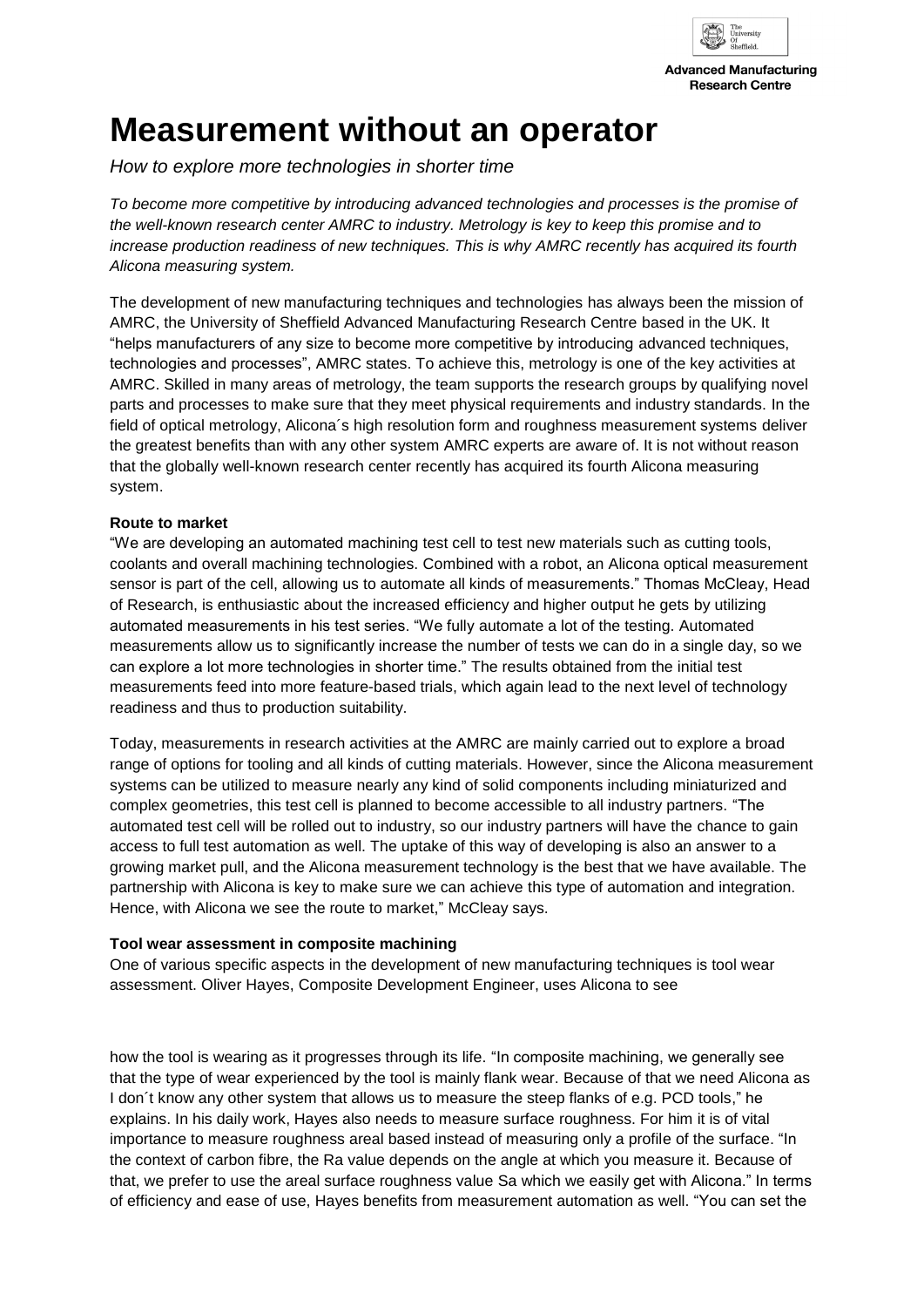# Measurement without an operator

*How to explore more technologies in shorter time*

*To become more competitive by introducing advanced technologies and processes is the promise of the well-known research center AMRC to industry. Metrology is key to keep this promise and to increase production readiness of new techniques. This is why AMRC recently has acquired its fourth Alicona measuring system.*

The development of new manufacturing techniques and technologies has always been the mission of AMRC, the University of Sheffield Advanced Manufacturing Research Centre based in the UK. It "helps manufacturers of any size to become more competitive by introducing advanced techniques, technologies and processes", AMRC states. To achieve this, metrology is one of the key activities at AMRC. Skilled in many areas of metrology, the team supports the research groups by qualifying novel parts and processes to make sure that they meet physical requirements and industry standards. In the field of optical metrology, Alicona´s high resolution form and roughness measurement systems deliver the greatest benefits than with any other system AMRC experts are aware of. It is not without reason that the globally well-known research center recently has acquired its fourth Alicona measuring system.

**Route to market**

"We are developing an automated machining test cell to test new materials such as cutting tools, coolants and overall machining technologies. Combined with a robot, an Alicona optical measurement sensor is part of the cell, allowing us to automate all kinds of measurements." Thomas McCleay, Head of Research, is enthusiastic about the increased efficiency and higher output he gets by utilizing automated measurements in his test series. "We fully automate a lot of the testing. Automated measurements allow us to significantly increase the number of tests we can do in a single day, so we can explore a lot more technologies in shorter time." The results obtained from the initial test measurements feed into more feature-based trials, which again lead to the next level of technology readiness and thus to production suitability.

Today, measurements in research activities at the AMRC are mainly carried out to explore a broad range of options for tooling and all kinds of cutting materials. However, since the Alicona measurement systems can be utilized to measure nearly any kind of solid components including miniaturized and complex geometries, this test cell is planned to become accessible to all industry partners. "The automated test cell will be rolled out to industry, so our industry partners will have the chance to gain access to full test automation as well. The uptake of this way of developing is also an answer to a growing market pull, and the Alicona measurement technology is the best that we have available. The partnership with Alicona is key to make sure we can achieve this type of automation and integration. Hence, with Alicona we see the route to market," McCleay says.

**Tool wear assessment in composite machining**

One of various specific aspects in the development of new manufacturing techniques is tool wear assessment. Oliver Hayes, Composite Development Engineer, uses Alicona to see how the tool is wearing as it progresses through its life. "In composite machining, we generally see that the type of wear experienced by the tool is mainly flank wear. Because of that we need Alicona as I don´t know any other system that allows us to measure the steep flanks of e.g. PCD tools," he explains. In his daily work, Hayes also needs to measure surface roughness. For him it is of vital importance to measure roughness areal based instead of measuring only a profile of the surface. "In the context of carbon fibre, the Ra value depends on the angle at which you measure it. Because of that, we prefer to use the areal surface roughness value Sa which we easily get with Alicona." In terms of efficiency and ease of use, Hayes benefits from measurement automation as well. "You can set the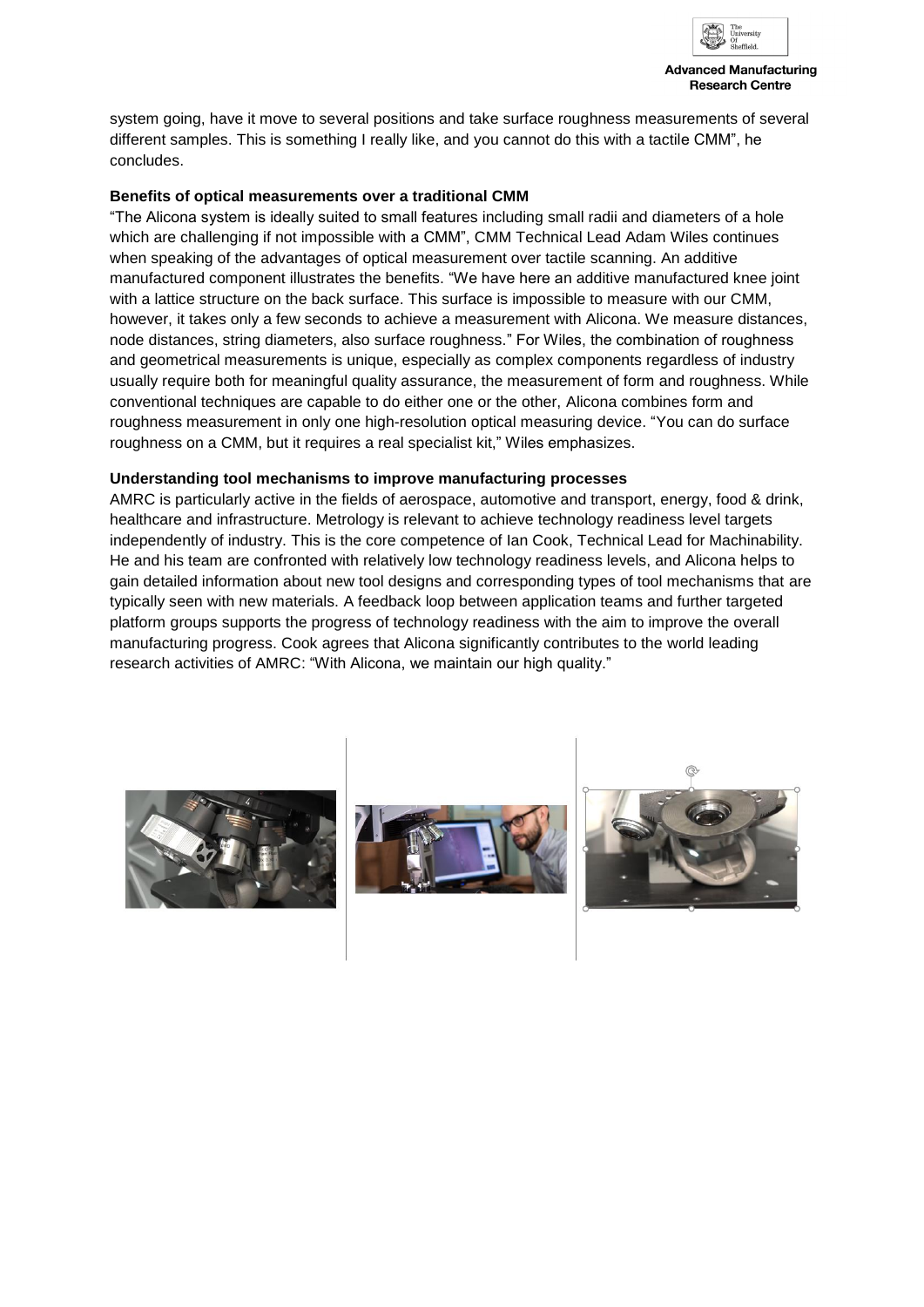system going, have it move to several positions and take surface roughness measurements of several different samples. This is something I really like, and you cannot do this with a tactile CMM", he concludes.

**Benefits of optical measurements over a traditional CMM**

"The Alicona system is ideally suited to small features including small radii and diameters of a hole which are challenging if not impossible with a CMM", CMM Technical Lead Adam Wiles continues when speaking of the advantages of optical measurement over tactile scanning. An additive manufactured component illustrates the benefits. "We have here an additive manufactured knee joint with a lattice structure on the back surface. This surface is impossible to measure with our CMM, however, it takes only a few seconds to achieve a measurement with Alicona. We measure distances, node distances, string diameters, also surface roughness." For Wiles, the combination of roughness and geometrical measurements is unique, especially as complex components regardless of industry usually require both for meaningful quality assurance, the measurement of form and roughness. While conventional techniques are capable to do either one or the other, Alicona combines form and roughness measurement in only one high-resolution optical measuring device. "You can do surface roughness on a CMM, but it requires a real specialist kit," Wiles emphasizes.

**Understanding tool mechanisms to improve manufacturing processes**

AMRC is particularly active in the fields of aerospace, automotive and transport, energy, food & drink, healthcare and infrastructure. Metrology is relevant to achieve technology readiness level targets independently of industry. This is the core competence of Ian Cook, Technical Lead for Machinability. He and his team are confronted with relatively low technology readiness levels, and Alicona helps to gain detailed information about new tool designs and corresponding types of tool mechanisms that are typically seen with new materials. A feedback loop between application teams and further targeted platform groups supports the progress of technology readiness with the aim to improve the overall manufacturing progress. Cook agrees that Alicona significantly contributes to the world leading research activities of AMRC: "With Alicona, we maintain our high quality."